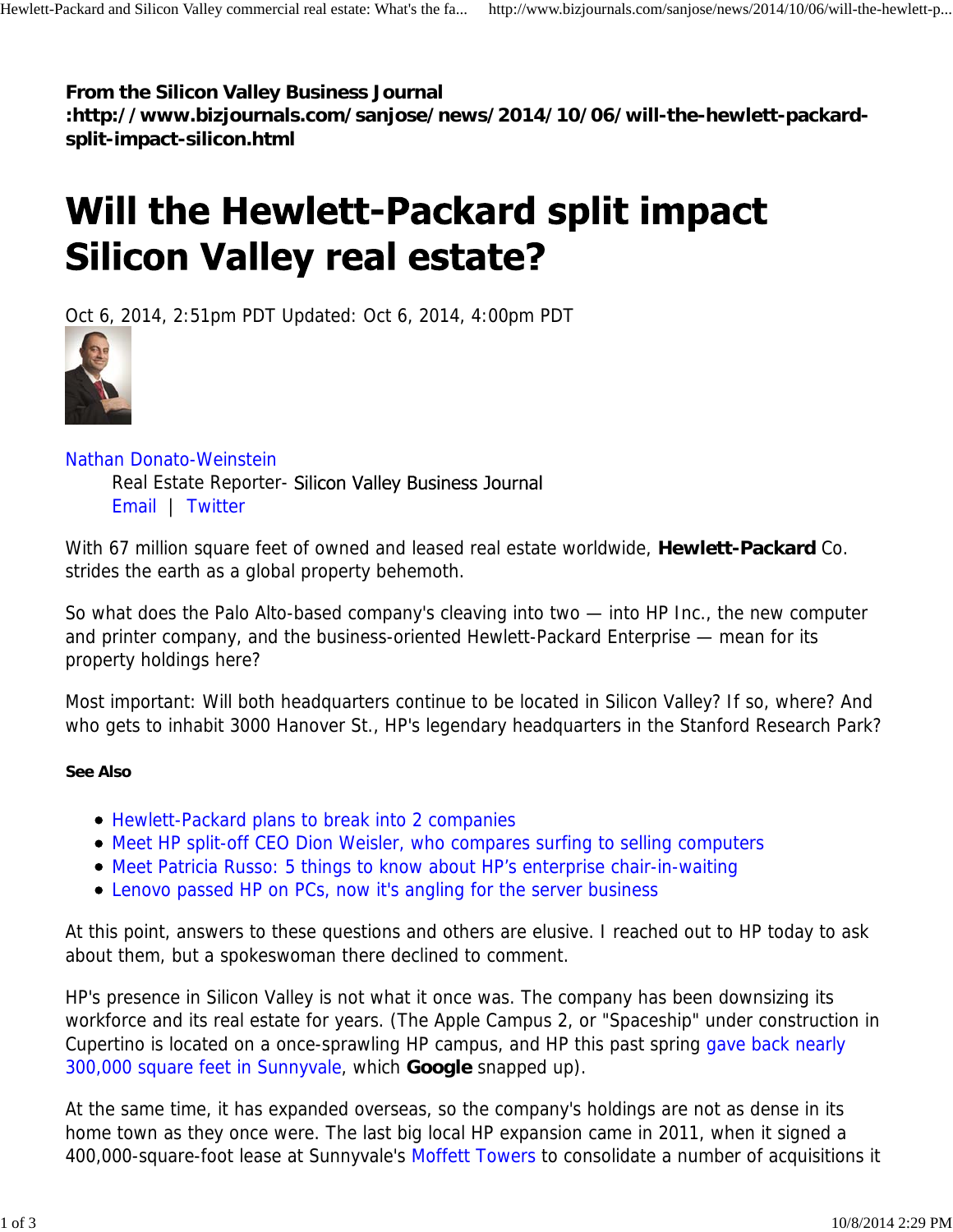**From the Silicon Valley Business Journal :http://www.bizjournals.com/sanjose/news/2014/10/06/will-the-hewlett-packard-split-impact-silicon.html**

# Will the Hewlett-Packard split impact Silicon Valley real estate?

Oct 6, 2014, 2:51pm PDT Updated: Oct 6, 2014, 4:00pm PDT

Nathan Donato-Weinstein
Real Estate Reporter- Silicon Valley Business Journal
Email | Twitter

With 67 million square feet of owned and leased real estate worldwide, **Hewlett-Packard** Co. strides the earth as a global property behemoth.

So what does the Palo Alto-based company's cleaving into two — into HP Inc., the new computer and printer company, and the business-oriented Hewlett-Packard Enterprise — mean for its property holdings here?

Most important: Will both headquarters continue to be located in Silicon Valley? If so, where? And who gets to inhabit 3000 Hanover St., HP's legendary headquarters in the Stanford Research Park?

**See Also**

- Hewlett-Packard plans to break into 2 companies
- Meet HP split-off CEO Dion Weisler, who compares surfing to selling computers
- Meet Patricia Russo: 5 things to know about HP's enterprise chair-in-waiting
- Lenovo passed HP on PCs, now it's angling for the server business

At this point, answers to these questions and others are elusive. I reached out to HP today to ask about them, but a spokeswoman there declined to comment.

HP's presence in Silicon Valley is not what it once was. The company has been downsizing its workforce and its real estate for years. (The Apple Campus 2, or "Spaceship" under construction in Cupertino is located on a once-sprawling HP campus, and HP this past spring gave back nearly 300,000 square feet in Sunnyvale, which **Google** snapped up).

At the same time, it has expanded overseas, so the company's holdings are not as dense in its home town as they once were. The last big local HP expansion came in 2011, when it signed a 400,000-square-foot lease at Sunnyvale's Moffett Towers to consolidate a number of acquisitions it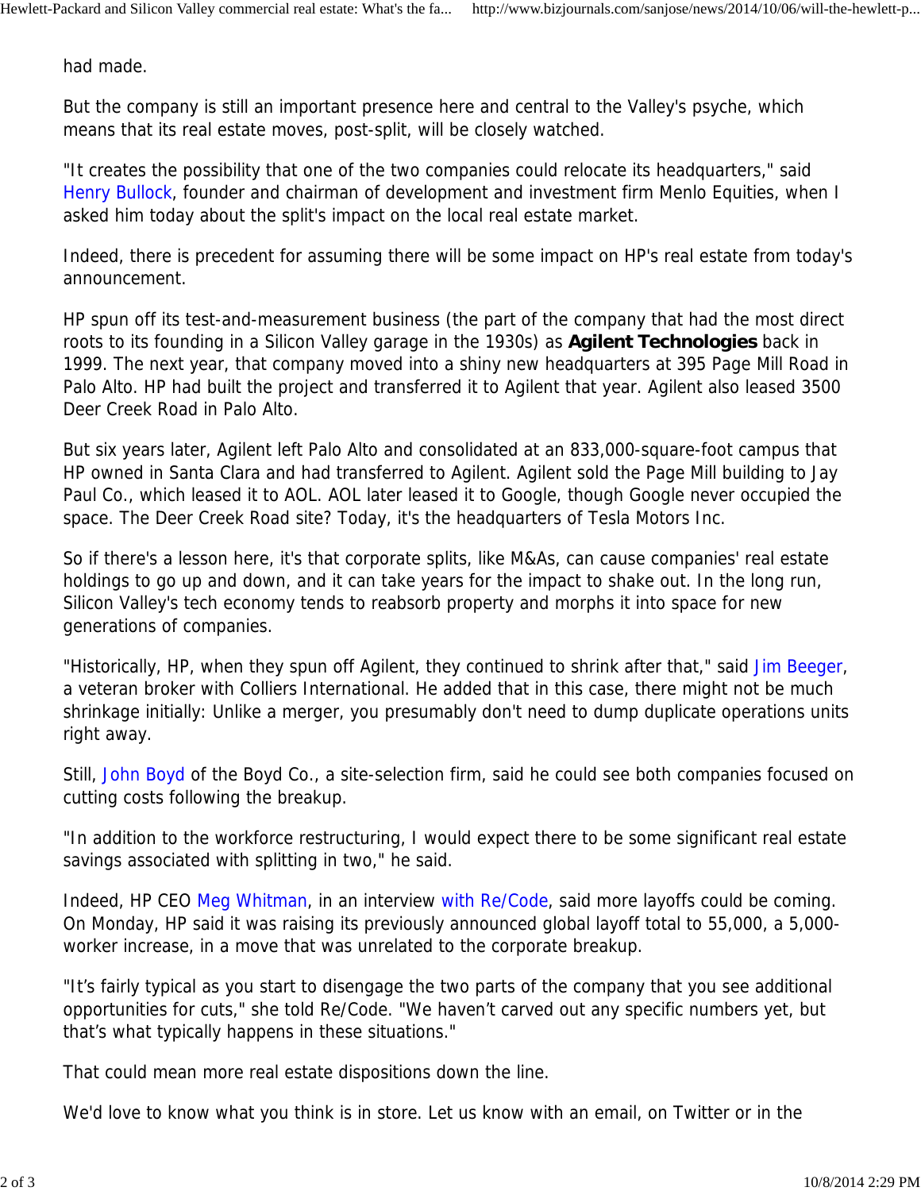had made.

But the company is still an important presence here and central to the Valley's psyche, which means that its real estate moves, post-split, will be closely watched.

"It creates the possibility that one of the two companies could relocate its headquarters," said Henry Bullock, founder and chairman of development and investment firm Menlo Equities, when I asked him today about the split's impact on the local real estate market.

Indeed, there is precedent for assuming there will be some impact on HP's real estate from today's announcement.

HP spun off its test-and-measurement business (the part of the company that had the most direct roots to its founding in a Silicon Valley garage in the 1930s) as **Agilent Technologies** back in 1999. The next year, that company moved into a shiny new headquarters at 395 Page Mill Road in Palo Alto. HP had built the project and transferred it to Agilent that year. Agilent also leased 3500 Deer Creek Road in Palo Alto.

But six years later, Agilent left Palo Alto and consolidated at an 833,000-square-foot campus that HP owned in Santa Clara and had transferred to Agilent. Agilent sold the Page Mill building to Jay Paul Co., which leased it to AOL. AOL later leased it to Google, though Google never occupied the space. The Deer Creek Road site? Today, it's the headquarters of Tesla Motors Inc.

So if there's a lesson here, it's that corporate splits, like M&As, can cause companies' real estate holdings to go up and down, and it can take years for the impact to shake out. In the long run, Silicon Valley's tech economy tends to reabsorb property and morphs it into space for new generations of companies.

"Historically, HP, when they spun off Agilent, they continued to shrink after that," said Jim Beeger, a veteran broker with Colliers International. He added that in this case, there might not be much shrinkage initially: Unlike a merger, you presumably don't need to dump duplicate operations units right away.

Still, John Boyd of the Boyd Co., a site-selection firm, said he could see both companies focused on cutting costs following the breakup.

"In addition to the workforce restructuring, I would expect there to be some significant real estate savings associated with splitting in two," he said.

Indeed, HP CEO Meg Whitman, in an interview with Re/Code, said more layoffs could be coming. On Monday, HP said it was raising its previously announced global layoff total to 55,000, a 5,000-worker increase, in a move that was unrelated to the corporate breakup.

"It's fairly typical as you start to disengage the two parts of the company that you see additional opportunities for cuts," she told Re/Code. "We haven't carved out any specific numbers yet, but that's what typically happens in these situations."

That could mean more real estate dispositions down the line.

We'd love to know what you think is in store. Let us know with an email, on Twitter or in the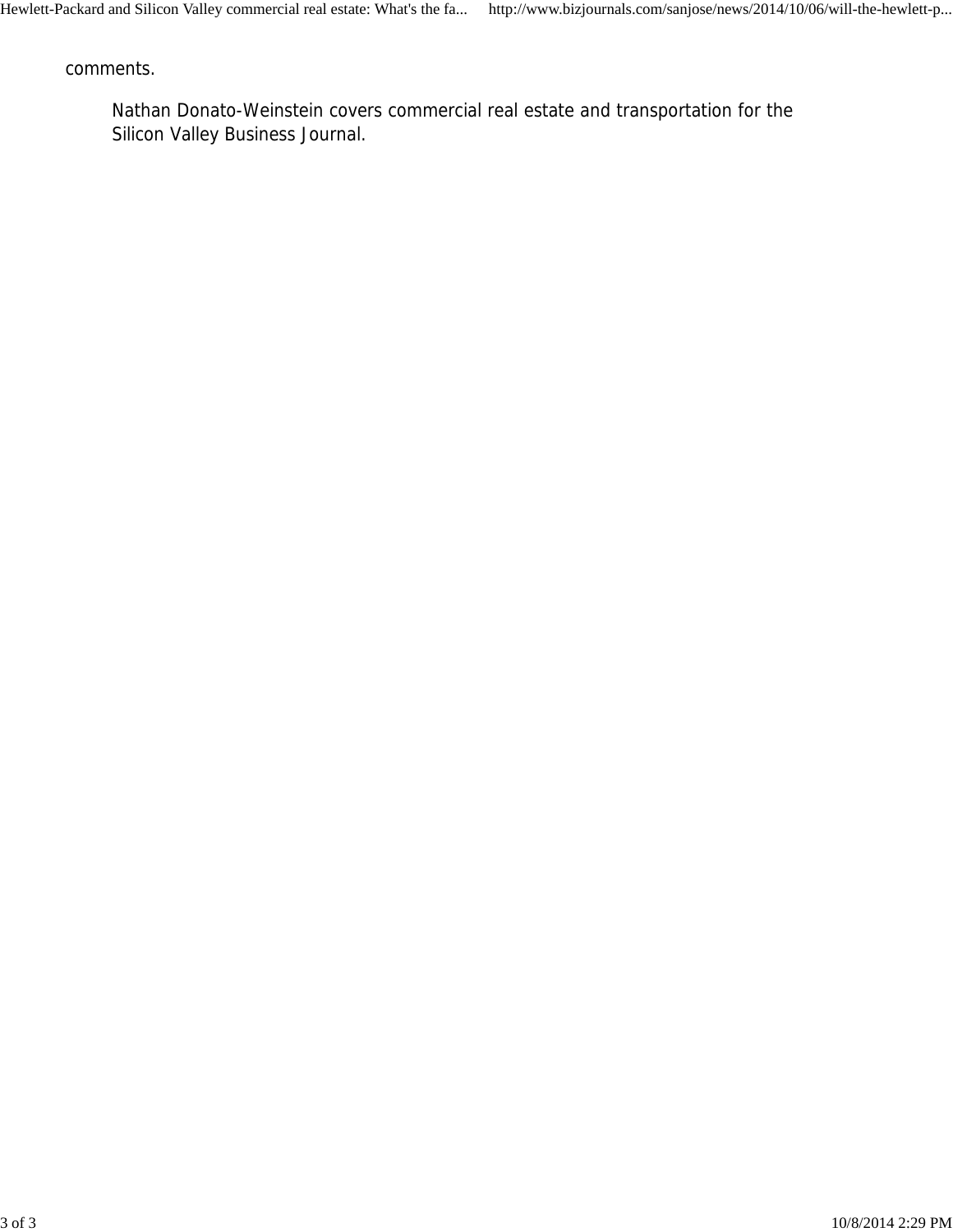comments.

Nathan Donato-Weinstein covers commercial real estate and transportation for the Silicon Valley Business Journal.